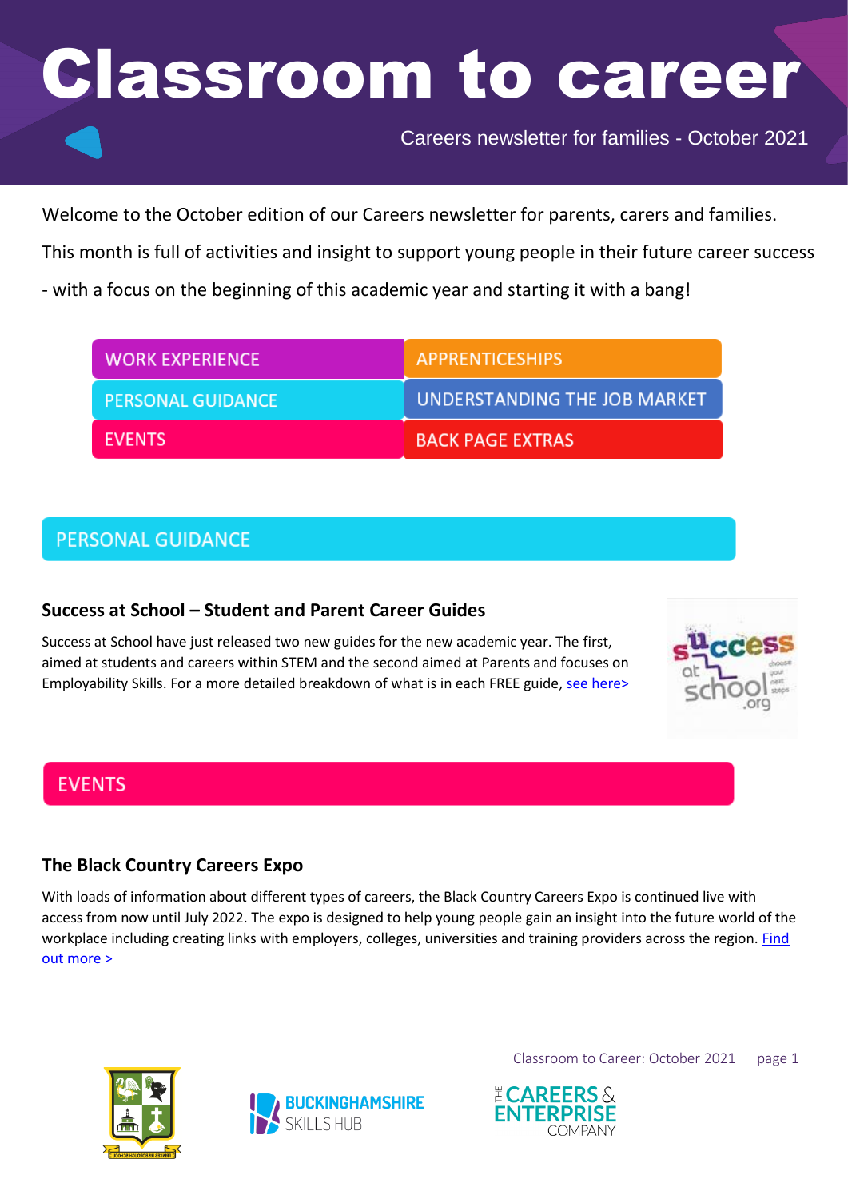# Classroom to career

Careers newsletter for families - October 2021

Welcome to the October edition of our Careers newsletter for parents, carers and families.

This month is full of activities and insight to support young people in their future career success - with a focus on the beginning of this academic year and starting it with a bang!

| | |
|---|---|
| WORK EXPERIENCE | APPRENTICESHIPS |
| PERSONAL GUIDANCE | UNDERSTANDING THE JOB MARKET |
| EVENTS | BACK PAGE EXTRAS |

## PERSONAL GUIDANCE

### Success at School – Student and Parent Career Guides

Success at School have just released two new guides for the new academic year. The first, aimed at students and careers within STEM and the second aimed at Parents and focuses on Employability Skills. For a more detailed breakdown of what is in each FREE guide, see here>

## EVENTS

### The Black Country Careers Expo

With loads of information about different types of careers, the Black Country Careers Expo is continued live with access from now until July 2022. The expo is designed to help young people gain an insight into the future world of the workplace including creating links with employers, colleges, universities and training providers across the region. Find out more >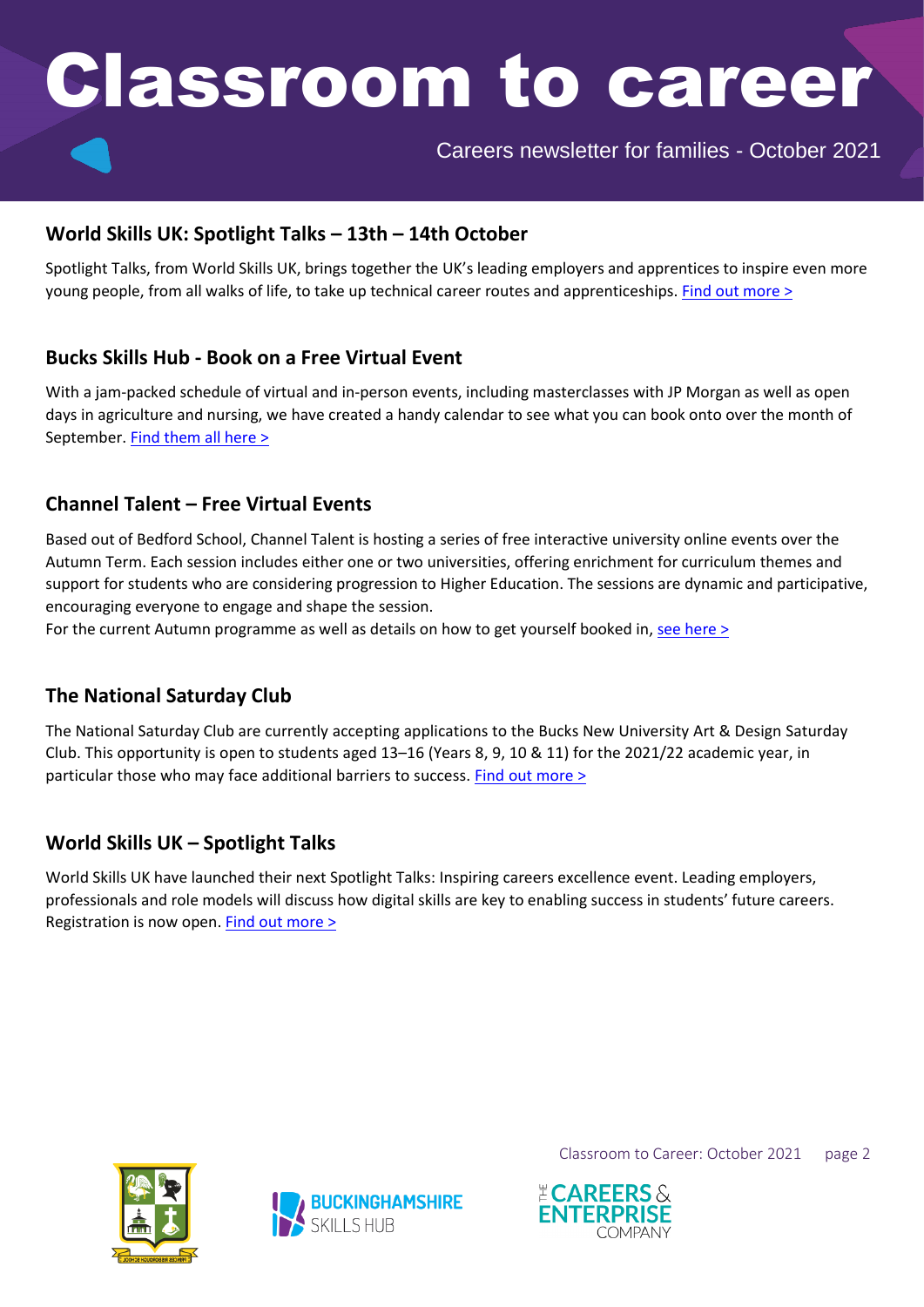# Classroom to career

Careers newsletter for families - October 2021

## World Skills UK: Spotlight Talks – 13th – 14th October

Spotlight Talks, from World Skills UK, brings together the UK's leading employers and apprentices to inspire even more young people, from all walks of life, to take up technical career routes and apprenticeships. Find out more >

## Bucks Skills Hub - Book on a Free Virtual Event

With a jam-packed schedule of virtual and in-person events, including masterclasses with JP Morgan as well as open days in agriculture and nursing, we have created a handy calendar to see what you can book onto over the month of September. Find them all here >

## Channel Talent – Free Virtual Events

Based out of Bedford School, Channel Talent is hosting a series of free interactive university online events over the Autumn Term. Each session includes either one or two universities, offering enrichment for curriculum themes and support for students who are considering progression to Higher Education. The sessions are dynamic and participative, encouraging everyone to engage and shape the session.

For the current Autumn programme as well as details on how to get yourself booked in, see here >

## The National Saturday Club

The National Saturday Club are currently accepting applications to the Bucks New University Art & Design Saturday Club. This opportunity is open to students aged 13–16 (Years 8, 9, 10 & 11) for the 2021/22 academic year, in particular those who may face additional barriers to success. Find out more >

## World Skills UK – Spotlight Talks

World Skills UK have launched their next Spotlight Talks: Inspiring careers excellence event. Leading employers, professionals and role models will discuss how digital skills are key to enabling success in students' future careers. Registration is now open. Find out more >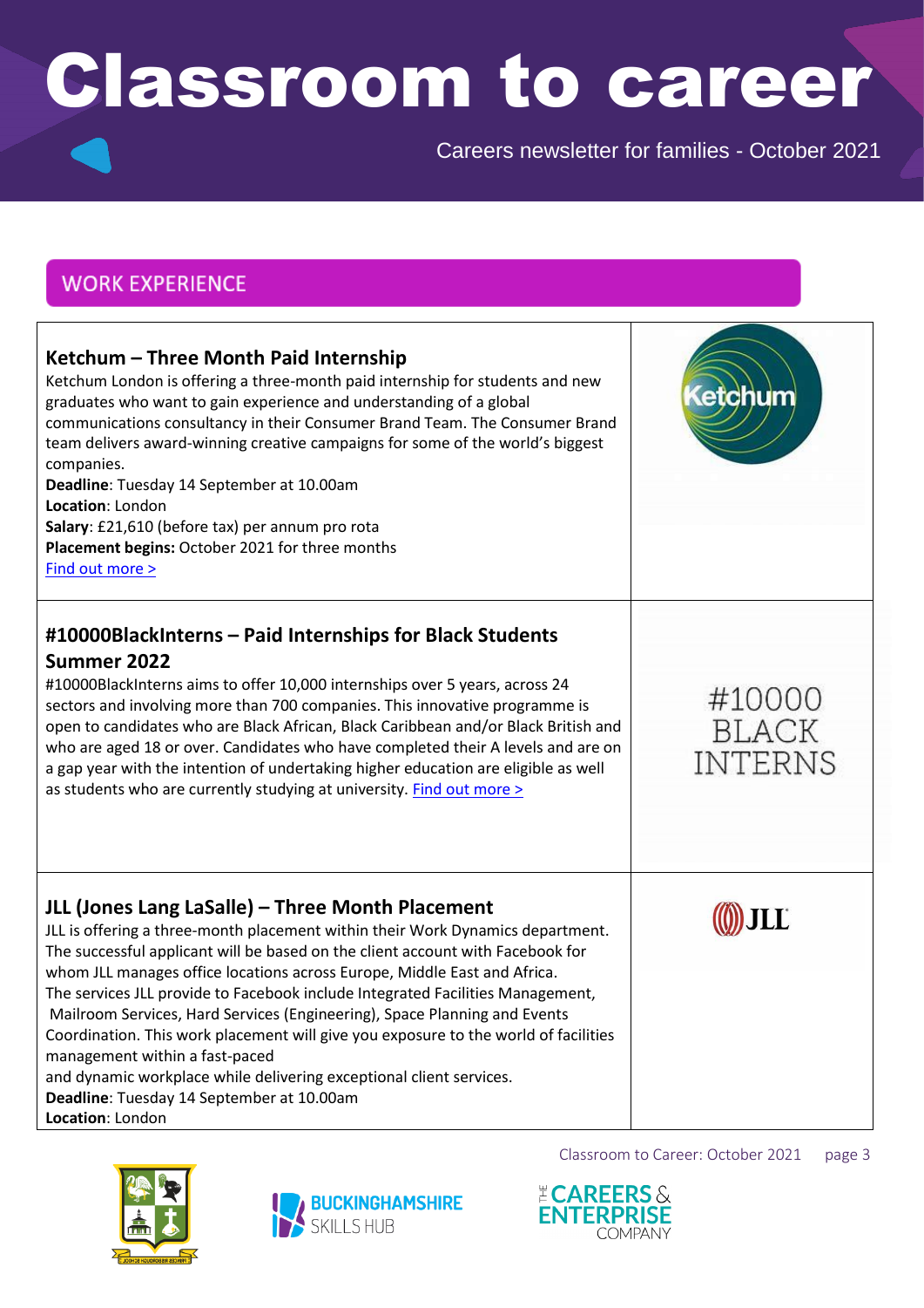# Classroom to career

Careers newsletter for families - October 2021

## WORK EXPERIENCE

### Ketchum – Three Month Paid Internship

Ketchum London is offering a three-month paid internship for students and new graduates who want to gain experience and understanding of a global communications consultancy in their Consumer Brand Team. The Consumer Brand team delivers award-winning creative campaigns for some of the world's biggest companies.

**Deadline**: Tuesday 14 September at 10.00am
**Location**: London
**Salary**: £21,610 (before tax) per annum pro rota
**Placement begins:** October 2021 for three months
Find out more >

### #10000BlackInterns – Paid Internships for Black Students Summer 2022

#10000BlackInterns aims to offer 10,000 internships over 5 years, across 24 sectors and involving more than 700 companies. This innovative programme is open to candidates who are Black African, Black Caribbean and/or Black British and who are aged 18 or over. Candidates who have completed their A levels and are on a gap year with the intention of undertaking higher education are eligible as well as students who are currently studying at university. Find out more >

### JLL (Jones Lang LaSalle) – Three Month Placement

JLL is offering a three-month placement within their Work Dynamics department. The successful applicant will be based on the client account with Facebook for whom JLL manages office locations across Europe, Middle East and Africa. The services JLL provide to Facebook include Integrated Facilities Management, Mailroom Services, Hard Services (Engineering), Space Planning and Events Coordination. This work placement will give you exposure to the world of facilities management within a fast-paced and dynamic workplace while delivering exceptional client services.

**Deadline**: Tuesday 14 September at 10.00am
**Location**: London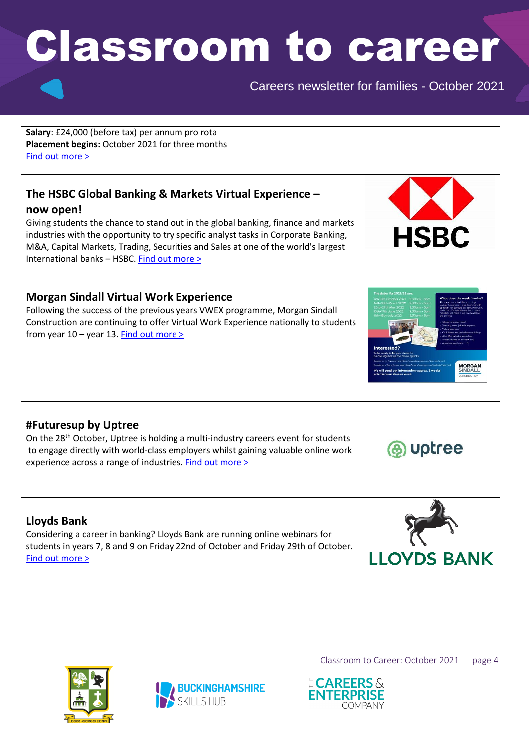**Salary**: £24,000 (before tax) per annum pro rota
**Placement begins:** October 2021 for three months
Find out more >

### The HSBC Global Banking & Markets Virtual Experience – now open!

Giving students the chance to stand out in the global banking, finance and markets industries with the opportunity to try specific analyst tasks in Corporate Banking, M&A, Capital Markets, Trading, Securities and Sales at one of the world's largest International banks – HSBC. Find out more >

### Morgan Sindall Virtual Work Experience

Following the success of the previous years VWEX programme, Morgan Sindall Construction are continuing to offer Virtual Work Experience nationally to students from year 10 – year 13. Find out more >

### #Futuresup by Uptree

On the 28th October, Uptree is holding a multi-industry careers event for students to engage directly with world-class employers whilst gaining valuable online work experience across a range of industries. Find out more >

### Lloyds Bank

Considering a career in banking? Lloyds Bank are running online webinars for students in years 7, 8 and 9 on Friday 22nd of October and Friday 29th of October. Find out more >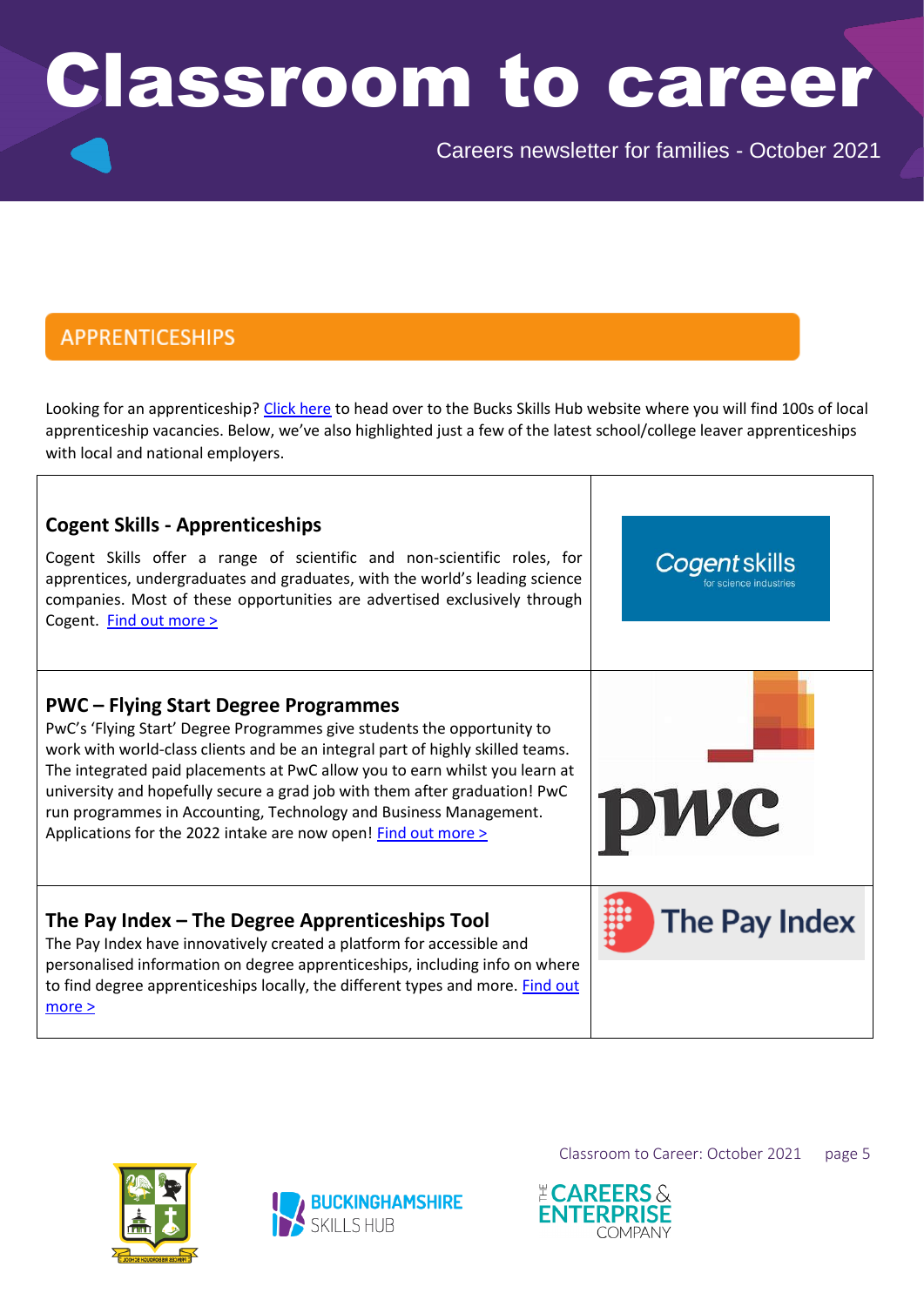# Classroom to career

Careers newsletter for families - October 2021

## APPRENTICESHIPS

Looking for an apprenticeship? Click here to head over to the Bucks Skills Hub website where you will find 100s of local apprenticeship vacancies. Below, we've also highlighted just a few of the latest school/college leaver apprenticeships with local and national employers.

### Cogent Skills - Apprenticeships

Cogent Skills offer a range of scientific and non-scientific roles, for apprentices, undergraduates and graduates, with the world's leading science companies. Most of these opportunities are advertised exclusively through Cogent. Find out more >

### PWC – Flying Start Degree Programmes

PwC's 'Flying Start' Degree Programmes give students the opportunity to work with world-class clients and be an integral part of highly skilled teams. The integrated paid placements at PwC allow you to earn whilst you learn at university and hopefully secure a grad job with them after graduation! PwC run programmes in Accounting, Technology and Business Management. Applications for the 2022 intake are now open! Find out more >

### The Pay Index – The Degree Apprenticeships Tool

The Pay Index have innovatively created a platform for accessible and personalised information on degree apprenticeships, including info on where to find degree apprenticeships locally, the different types and more. Find out more >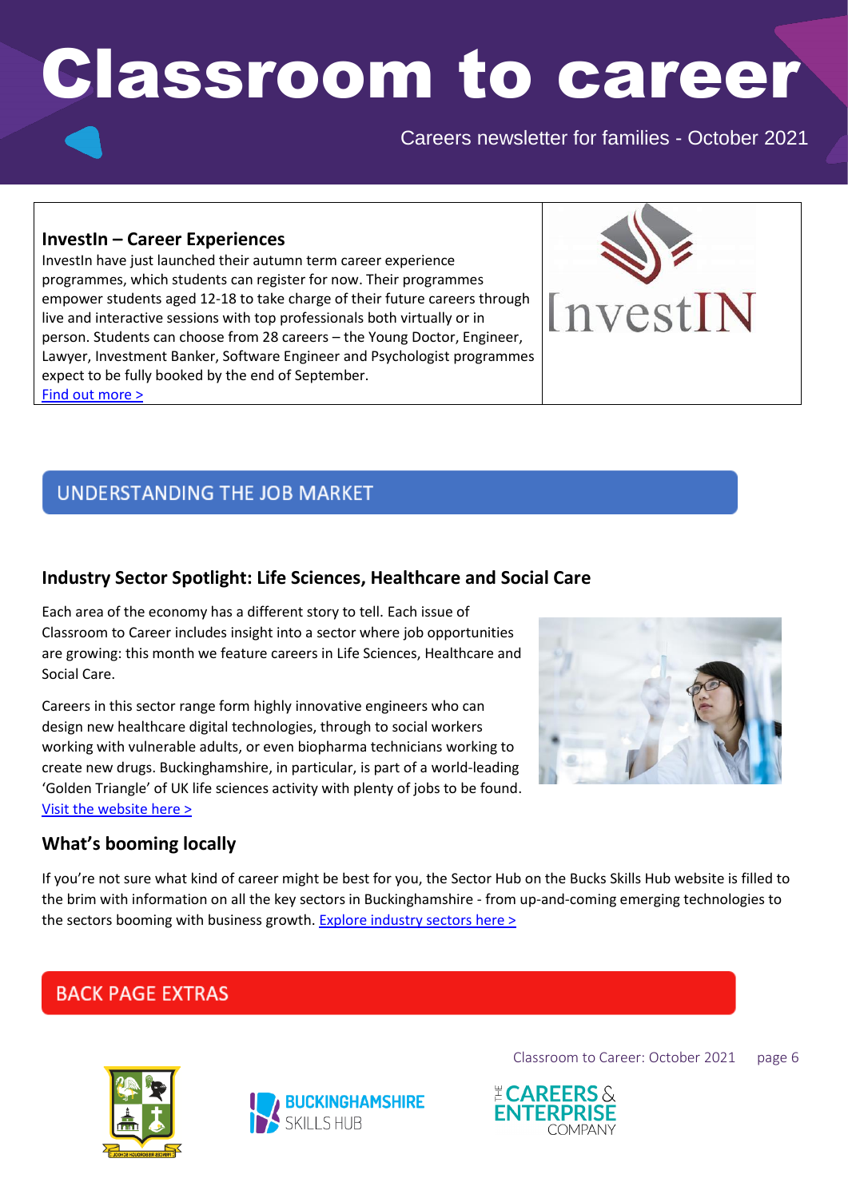# Classroom to career

Careers newsletter for families - October 2021

### InvestIn – Career Experiences

InvestIn have just launched their autumn term career experience programmes, which students can register for now. Their programmes empower students aged 12-18 to take charge of their future careers through live and interactive sessions with top professionals both virtually or in person. Students can choose from 28 careers – the Young Doctor, Engineer, Lawyer, Investment Banker, Software Engineer and Psychologist programmes expect to be fully booked by the end of September.

Find out more >

## UNDERSTANDING THE JOB MARKET

### Industry Sector Spotlight: Life Sciences, Healthcare and Social Care

Each area of the economy has a different story to tell. Each issue of Classroom to Career includes insight into a sector where job opportunities are growing: this month we feature careers in Life Sciences, Healthcare and Social Care.

Careers in this sector range form highly innovative engineers who can design new healthcare digital technologies, through to social workers working with vulnerable adults, or even biopharma technicians working to create new drugs. Buckinghamshire, in particular, is part of a world-leading 'Golden Triangle' of UK life sciences activity with plenty of jobs to be found.

Visit the website here >

### What's booming locally

If you're not sure what kind of career might be best for you, the Sector Hub on the Bucks Skills Hub website is filled to the brim with information on all the key sectors in Buckinghamshire - from up-and-coming emerging technologies to the sectors booming with business growth. Explore industry sectors here >

## BACK PAGE EXTRAS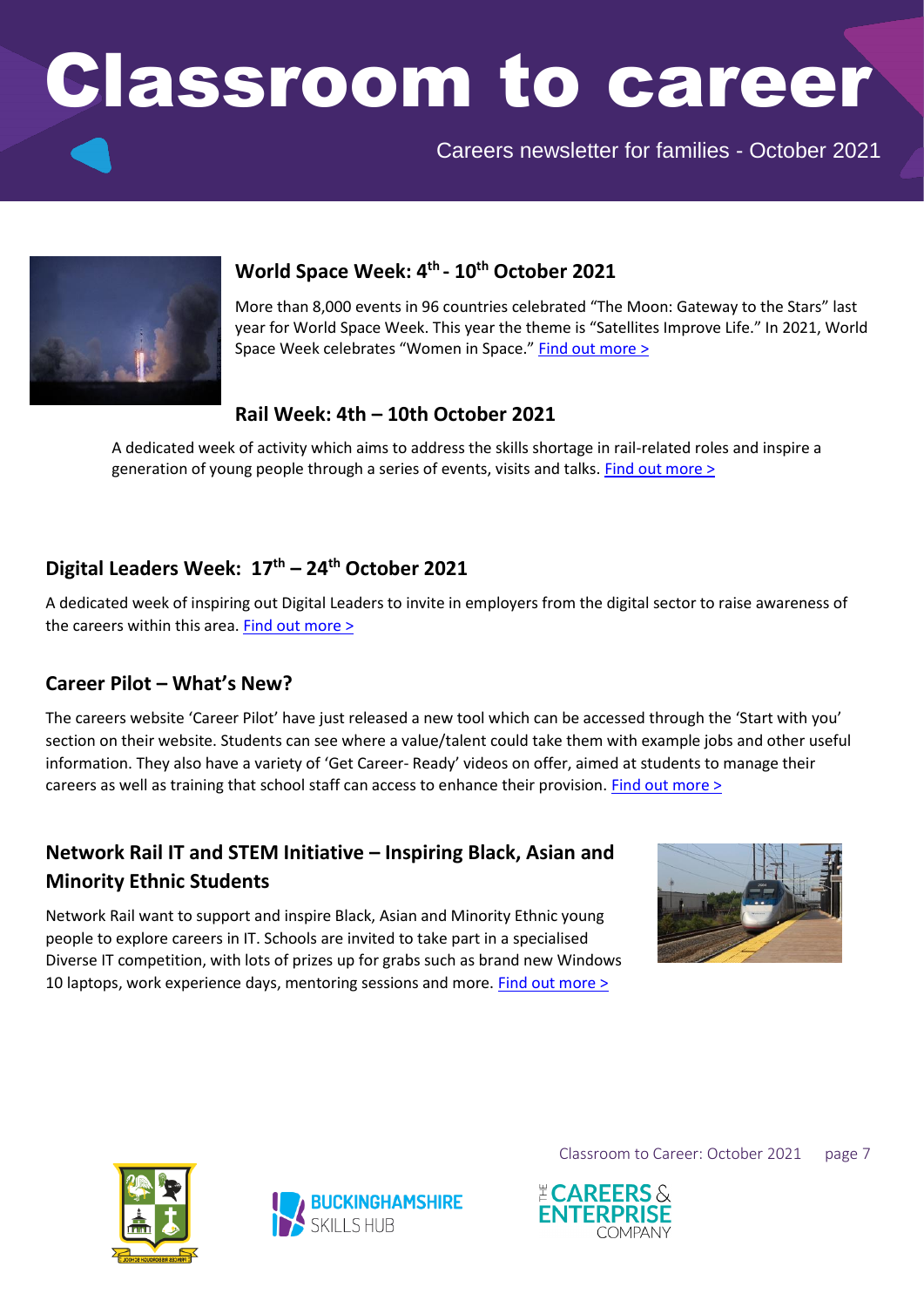# Classroom to career

Careers newsletter for families - October 2021

## World Space Week: 4th - 10th October 2021

More than 8,000 events in 96 countries celebrated "The Moon: Gateway to the Stars" last year for World Space Week. This year the theme is "Satellites Improve Life." In 2021, World Space Week celebrates "Women in Space." Find out more >

## Rail Week: 4th – 10th October 2021

A dedicated week of activity which aims to address the skills shortage in rail-related roles and inspire a generation of young people through a series of events, visits and talks. Find out more >

## Digital Leaders Week: 17th – 24th October 2021

A dedicated week of inspiring out Digital Leaders to invite in employers from the digital sector to raise awareness of the careers within this area. Find out more >

## Career Pilot – What's New?

The careers website 'Career Pilot' have just released a new tool which can be accessed through the 'Start with you' section on their website. Students can see where a value/talent could take them with example jobs and other useful information. They also have a variety of 'Get Career- Ready' videos on offer, aimed at students to manage their careers as well as training that school staff can access to enhance their provision. Find out more >

## Network Rail IT and STEM Initiative – Inspiring Black, Asian and Minority Ethnic Students

Network Rail want to support and inspire Black, Asian and Minority Ethnic young people to explore careers in IT. Schools are invited to take part in a specialised Diverse IT competition, with lots of prizes up for grabs such as brand new Windows 10 laptops, work experience days, mentoring sessions and more. Find out more >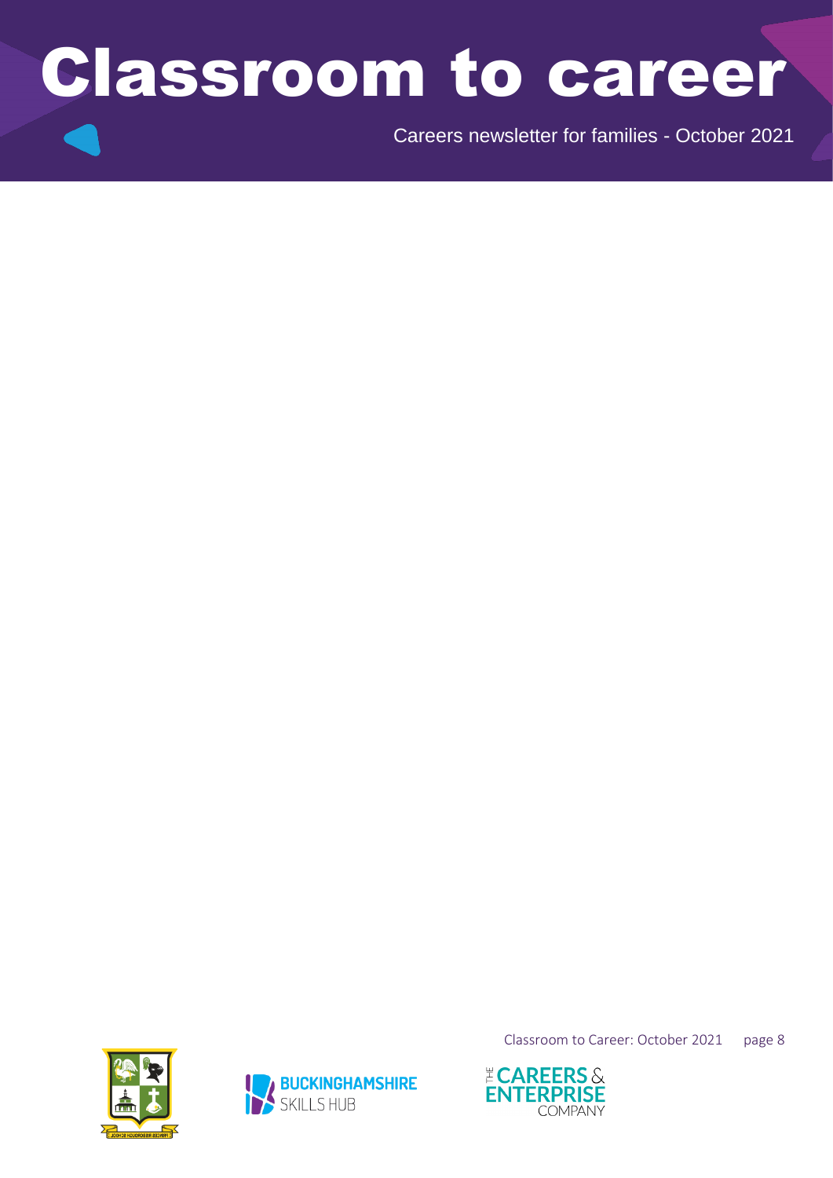# Classroom to career

Careers newsletter for families - October 2021